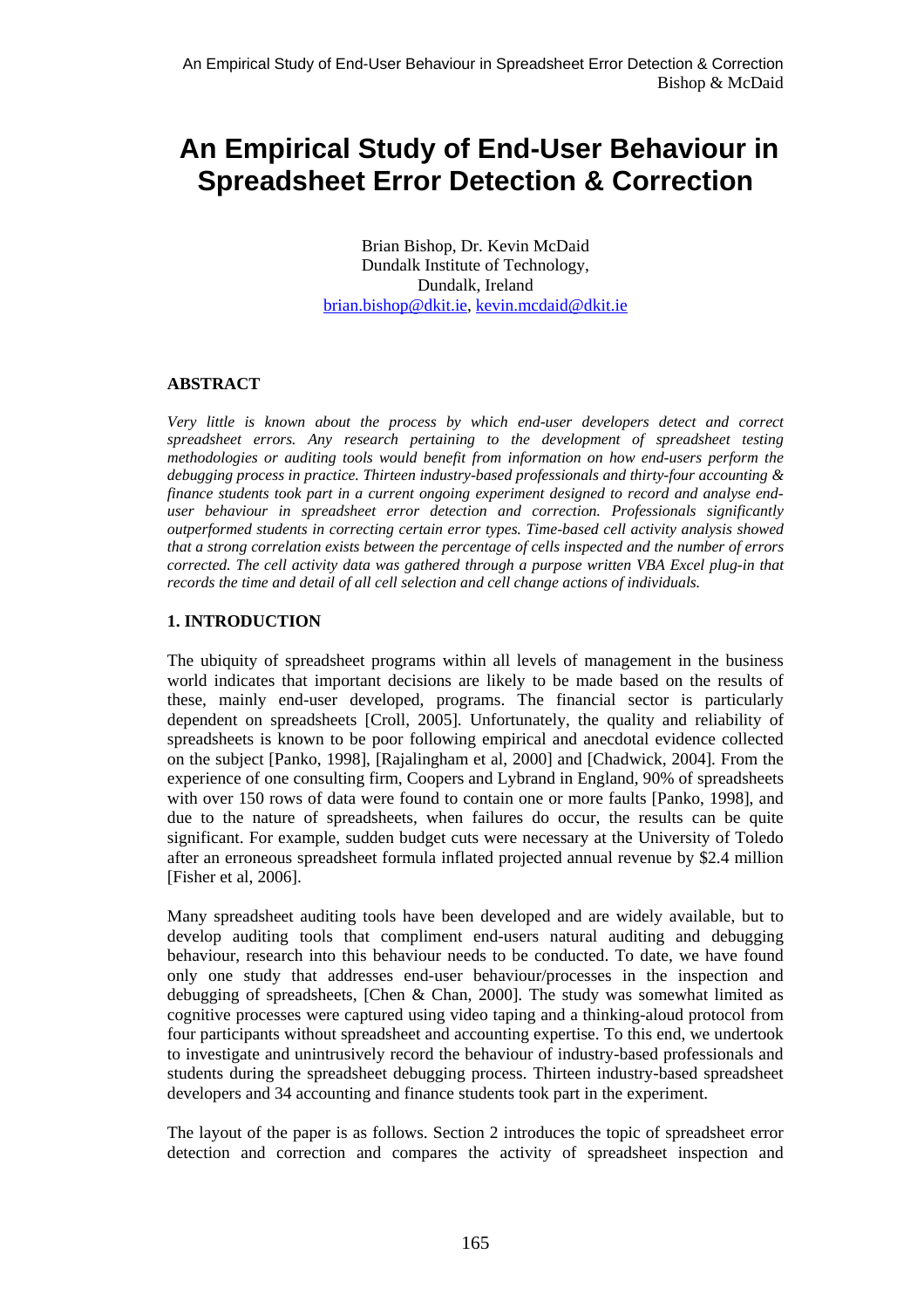# An Empirical Study of End-User Behaviour in Spreadsheet Error Detection & Correction

Brian Bishop, Dr. Kevin McDaid
Dundalk Institute of Technology,
Dundalk, Ireland
brian.bishop@dkit.ie, kevin.mcdaid@dkit.ie

## ABSTRACT

*Very little is known about the process by which end-user developers detect and correct spreadsheet errors. Any research pertaining to the development of spreadsheet testing methodologies or auditing tools would benefit from information on how end-users perform the debugging process in practice. Thirteen industry-based professionals and thirty-four accounting & finance students took part in a current ongoing experiment designed to record and analyse end-user behaviour in spreadsheet error detection and correction. Professionals significantly outperformed students in correcting certain error types. Time-based cell activity analysis showed that a strong correlation exists between the percentage of cells inspected and the number of errors corrected. The cell activity data was gathered through a purpose written VBA Excel plug-in that records the time and detail of all cell selection and cell change actions of individuals.*

## 1. INTRODUCTION

The ubiquity of spreadsheet programs within all levels of management in the business world indicates that important decisions are likely to be made based on the results of these, mainly end-user developed, programs. The financial sector is particularly dependent on spreadsheets [Croll, 2005]. Unfortunately, the quality and reliability of spreadsheets is known to be poor following empirical and anecdotal evidence collected on the subject [Panko, 1998], [Rajalingham et al, 2000] and [Chadwick, 2004]. From the experience of one consulting firm, Coopers and Lybrand in England, 90% of spreadsheets with over 150 rows of data were found to contain one or more faults [Panko, 1998], and due to the nature of spreadsheets, when failures do occur, the results can be quite significant. For example, sudden budget cuts were necessary at the University of Toledo after an erroneous spreadsheet formula inflated projected annual revenue by $2.4 million [Fisher et al, 2006].

Many spreadsheet auditing tools have been developed and are widely available, but to develop auditing tools that compliment end-users natural auditing and debugging behaviour, research into this behaviour needs to be conducted. To date, we have found only one study that addresses end-user behaviour/processes in the inspection and debugging of spreadsheets, [Chen & Chan, 2000]. The study was somewhat limited as cognitive processes were captured using video taping and a thinking-aloud protocol from four participants without spreadsheet and accounting expertise. To this end, we undertook to investigate and unintrusively record the behaviour of industry-based professionals and students during the spreadsheet debugging process. Thirteen industry-based spreadsheet developers and 34 accounting and finance students took part in the experiment.

The layout of the paper is as follows. Section 2 introduces the topic of spreadsheet error detection and correction and compares the activity of spreadsheet inspection and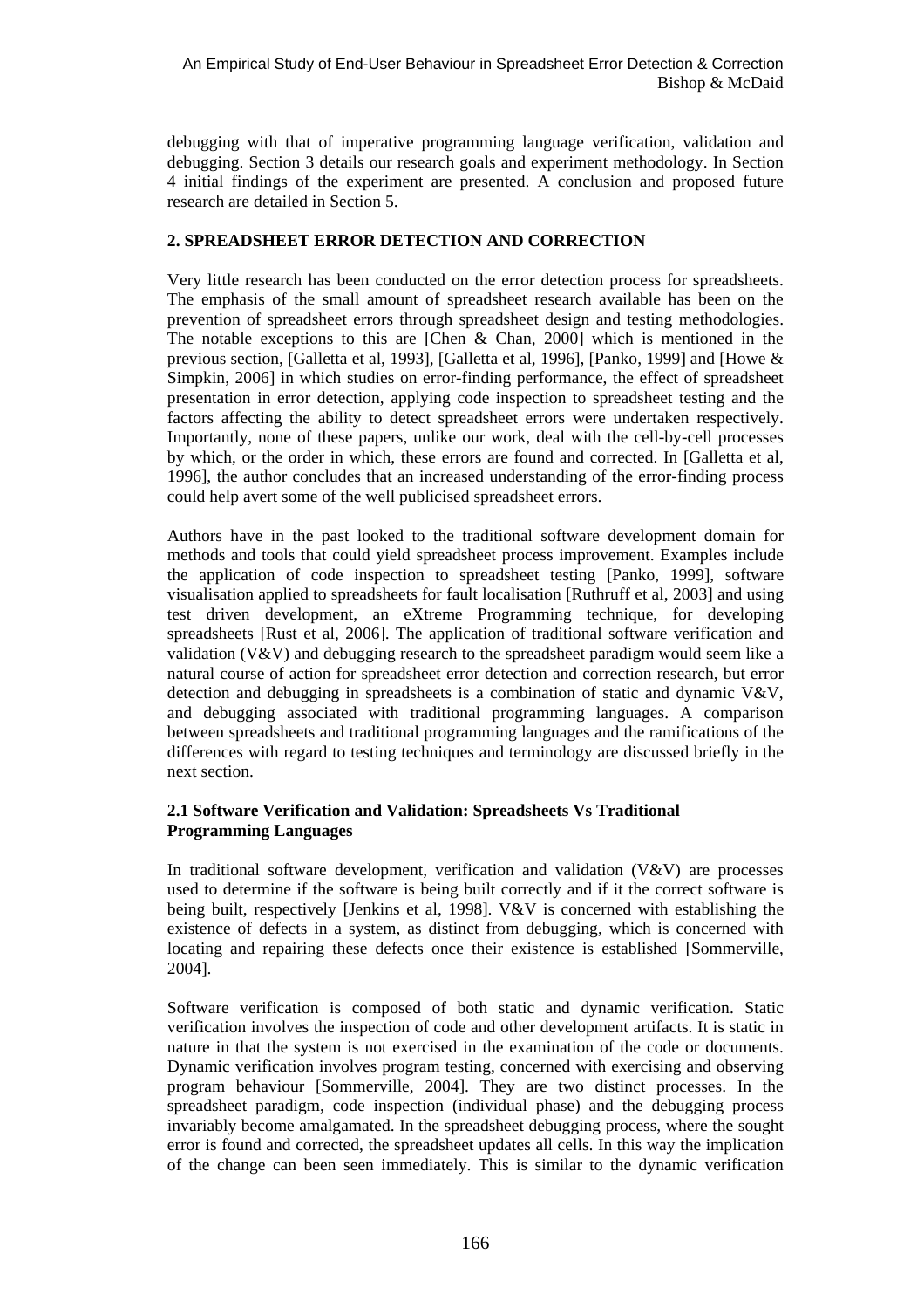debugging with that of imperative programming language verification, validation and debugging. Section 3 details our research goals and experiment methodology. In Section 4 initial findings of the experiment are presented. A conclusion and proposed future research are detailed in Section 5.

## 2. SPREADSHEET ERROR DETECTION AND CORRECTION

Very little research has been conducted on the error detection process for spreadsheets. The emphasis of the small amount of spreadsheet research available has been on the prevention of spreadsheet errors through spreadsheet design and testing methodologies. The notable exceptions to this are [Chen & Chan, 2000] which is mentioned in the previous section, [Galletta et al, 1993], [Galletta et al, 1996], [Panko, 1999] and [Howe & Simpkin, 2006] in which studies on error-finding performance, the effect of spreadsheet presentation in error detection, applying code inspection to spreadsheet testing and the factors affecting the ability to detect spreadsheet errors were undertaken respectively. Importantly, none of these papers, unlike our work, deal with the cell-by-cell processes by which, or the order in which, these errors are found and corrected. In [Galletta et al, 1996], the author concludes that an increased understanding of the error-finding process could help avert some of the well publicised spreadsheet errors.

Authors have in the past looked to the traditional software development domain for methods and tools that could yield spreadsheet process improvement. Examples include the application of code inspection to spreadsheet testing [Panko, 1999], software visualisation applied to spreadsheets for fault localisation [Ruthruff et al, 2003] and using test driven development, an eXtreme Programming technique, for developing spreadsheets [Rust et al, 2006]. The application of traditional software verification and validation (V&V) and debugging research to the spreadsheet paradigm would seem like a natural course of action for spreadsheet error detection and correction research, but error detection and debugging in spreadsheets is a combination of static and dynamic V&V, and debugging associated with traditional programming languages. A comparison between spreadsheets and traditional programming languages and the ramifications of the differences with regard to testing techniques and terminology are discussed briefly in the next section.

### 2.1 Software Verification and Validation: Spreadsheets Vs Traditional Programming Languages

In traditional software development, verification and validation (V&V) are processes used to determine if the software is being built correctly and if it the correct software is being built, respectively [Jenkins et al, 1998]. V&V is concerned with establishing the existence of defects in a system, as distinct from debugging, which is concerned with locating and repairing these defects once their existence is established [Sommerville, 2004].

Software verification is composed of both static and dynamic verification. Static verification involves the inspection of code and other development artifacts. It is static in nature in that the system is not exercised in the examination of the code or documents. Dynamic verification involves program testing, concerned with exercising and observing program behaviour [Sommerville, 2004]. They are two distinct processes. In the spreadsheet paradigm, code inspection (individual phase) and the debugging process invariably become amalgamated. In the spreadsheet debugging process, where the sought error is found and corrected, the spreadsheet updates all cells. In this way the implication of the change can been seen immediately. This is similar to the dynamic verification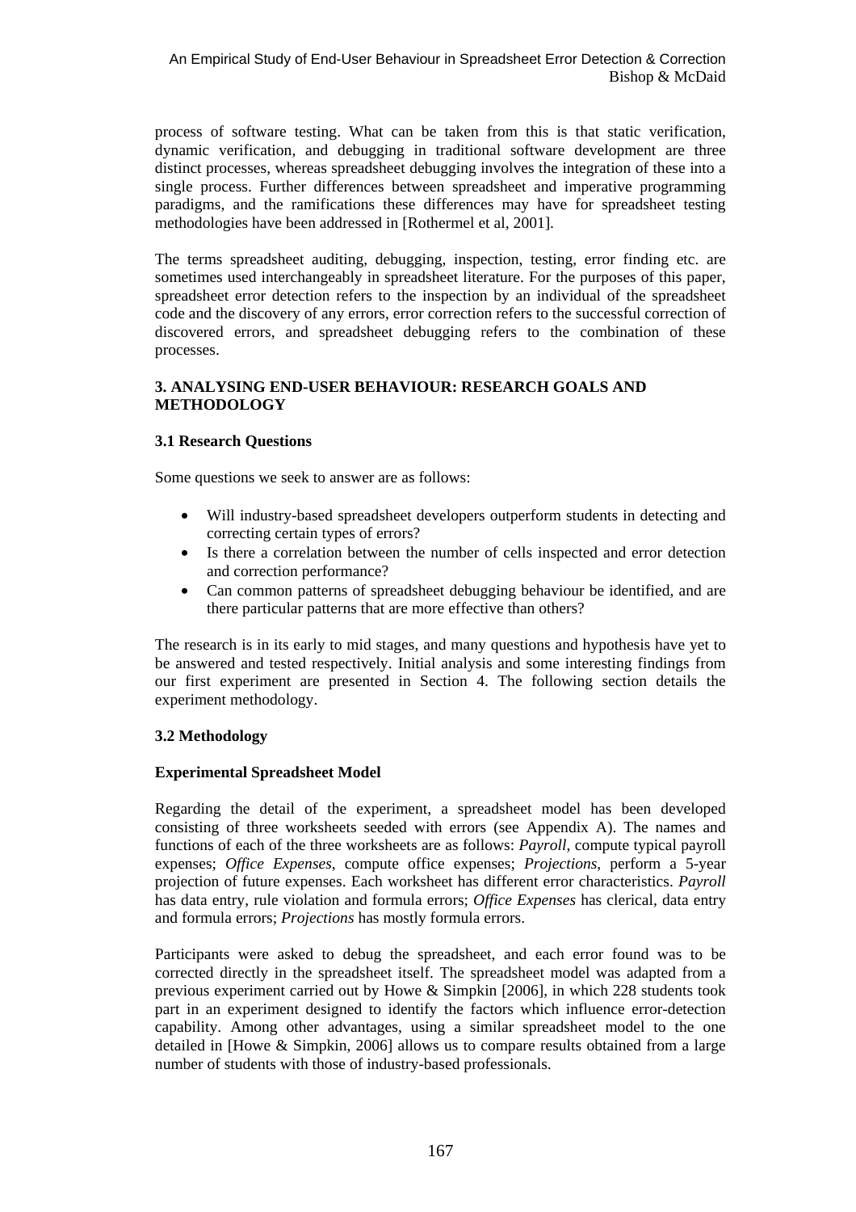process of software testing. What can be taken from this is that static verification, dynamic verification, and debugging in traditional software development are three distinct processes, whereas spreadsheet debugging involves the integration of these into a single process. Further differences between spreadsheet and imperative programming paradigms, and the ramifications these differences may have for spreadsheet testing methodologies have been addressed in [Rothermel et al, 2001].

The terms spreadsheet auditing, debugging, inspection, testing, error finding etc. are sometimes used interchangeably in spreadsheet literature. For the purposes of this paper, spreadsheet error detection refers to the inspection by an individual of the spreadsheet code and the discovery of any errors, error correction refers to the successful correction of discovered errors, and spreadsheet debugging refers to the combination of these processes.

## 3. ANALYSING END-USER BEHAVIOUR: RESEARCH GOALS AND METHODOLOGY

### 3.1 Research Questions

Some questions we seek to answer are as follows:

- Will industry-based spreadsheet developers outperform students in detecting and correcting certain types of errors?
- Is there a correlation between the number of cells inspected and error detection and correction performance?
- Can common patterns of spreadsheet debugging behaviour be identified, and are there particular patterns that are more effective than others?

The research is in its early to mid stages, and many questions and hypothesis have yet to be answered and tested respectively. Initial analysis and some interesting findings from our first experiment are presented in Section 4. The following section details the experiment methodology.

### 3.2 Methodology

**Experimental Spreadsheet Model**

Regarding the detail of the experiment, a spreadsheet model has been developed consisting of three worksheets seeded with errors (see Appendix A). The names and functions of each of the three worksheets are as follows: *Payroll*, compute typical payroll expenses; *Office Expenses*, compute office expenses; *Projections*, perform a 5-year projection of future expenses. Each worksheet has different error characteristics. *Payroll* has data entry, rule violation and formula errors; *Office Expenses* has clerical, data entry and formula errors; *Projections* has mostly formula errors.

Participants were asked to debug the spreadsheet, and each error found was to be corrected directly in the spreadsheet itself. The spreadsheet model was adapted from a previous experiment carried out by Howe & Simpkin [2006], in which 228 students took part in an experiment designed to identify the factors which influence error-detection capability. Among other advantages, using a similar spreadsheet model to the one detailed in [Howe & Simpkin, 2006] allows us to compare results obtained from a large number of students with those of industry-based professionals.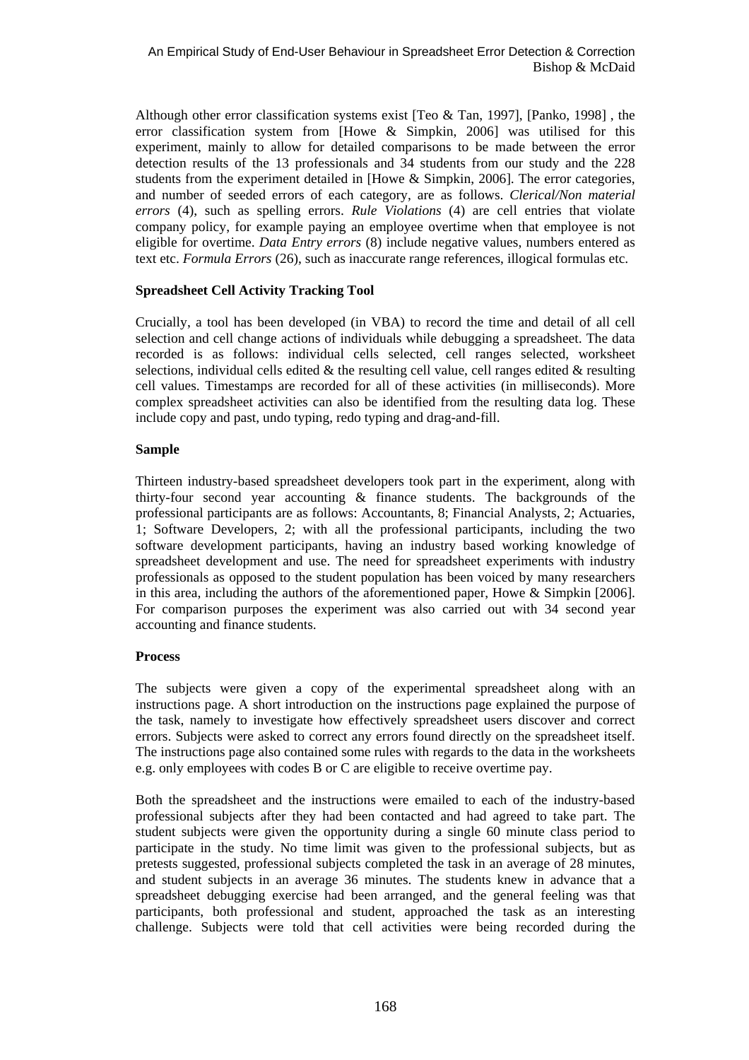Although other error classification systems exist [Teo & Tan, 1997], [Panko, 1998] , the error classification system from [Howe & Simpkin, 2006] was utilised for this experiment, mainly to allow for detailed comparisons to be made between the error detection results of the 13 professionals and 34 students from our study and the 228 students from the experiment detailed in [Howe & Simpkin, 2006]. The error categories, and number of seeded errors of each category, are as follows. *Clerical/Non material errors* (4), such as spelling errors. *Rule Violations* (4) are cell entries that violate company policy, for example paying an employee overtime when that employee is not eligible for overtime. *Data Entry errors* (8) include negative values, numbers entered as text etc. *Formula Errors* (26), such as inaccurate range references, illogical formulas etc.

**Spreadsheet Cell Activity Tracking Tool**

Crucially, a tool has been developed (in VBA) to record the time and detail of all cell selection and cell change actions of individuals while debugging a spreadsheet. The data recorded is as follows: individual cells selected, cell ranges selected, worksheet selections, individual cells edited & the resulting cell value, cell ranges edited & resulting cell values. Timestamps are recorded for all of these activities (in milliseconds). More complex spreadsheet activities can also be identified from the resulting data log. These include copy and past, undo typing, redo typing and drag-and-fill.

**Sample**

Thirteen industry-based spreadsheet developers took part in the experiment, along with thirty-four second year accounting & finance students. The backgrounds of the professional participants are as follows: Accountants, 8; Financial Analysts, 2; Actuaries, 1; Software Developers, 2; with all the professional participants, including the two software development participants, having an industry based working knowledge of spreadsheet development and use. The need for spreadsheet experiments with industry professionals as opposed to the student population has been voiced by many researchers in this area, including the authors of the aforementioned paper, Howe & Simpkin [2006]. For comparison purposes the experiment was also carried out with 34 second year accounting and finance students.

**Process**

The subjects were given a copy of the experimental spreadsheet along with an instructions page. A short introduction on the instructions page explained the purpose of the task, namely to investigate how effectively spreadsheet users discover and correct errors. Subjects were asked to correct any errors found directly on the spreadsheet itself. The instructions page also contained some rules with regards to the data in the worksheets e.g. only employees with codes B or C are eligible to receive overtime pay.

Both the spreadsheet and the instructions were emailed to each of the industry-based professional subjects after they had been contacted and had agreed to take part. The student subjects were given the opportunity during a single 60 minute class period to participate in the study. No time limit was given to the professional subjects, but as pretests suggested, professional subjects completed the task in an average of 28 minutes, and student subjects in an average 36 minutes. The students knew in advance that a spreadsheet debugging exercise had been arranged, and the general feeling was that participants, both professional and student, approached the task as an interesting challenge. Subjects were told that cell activities were being recorded during the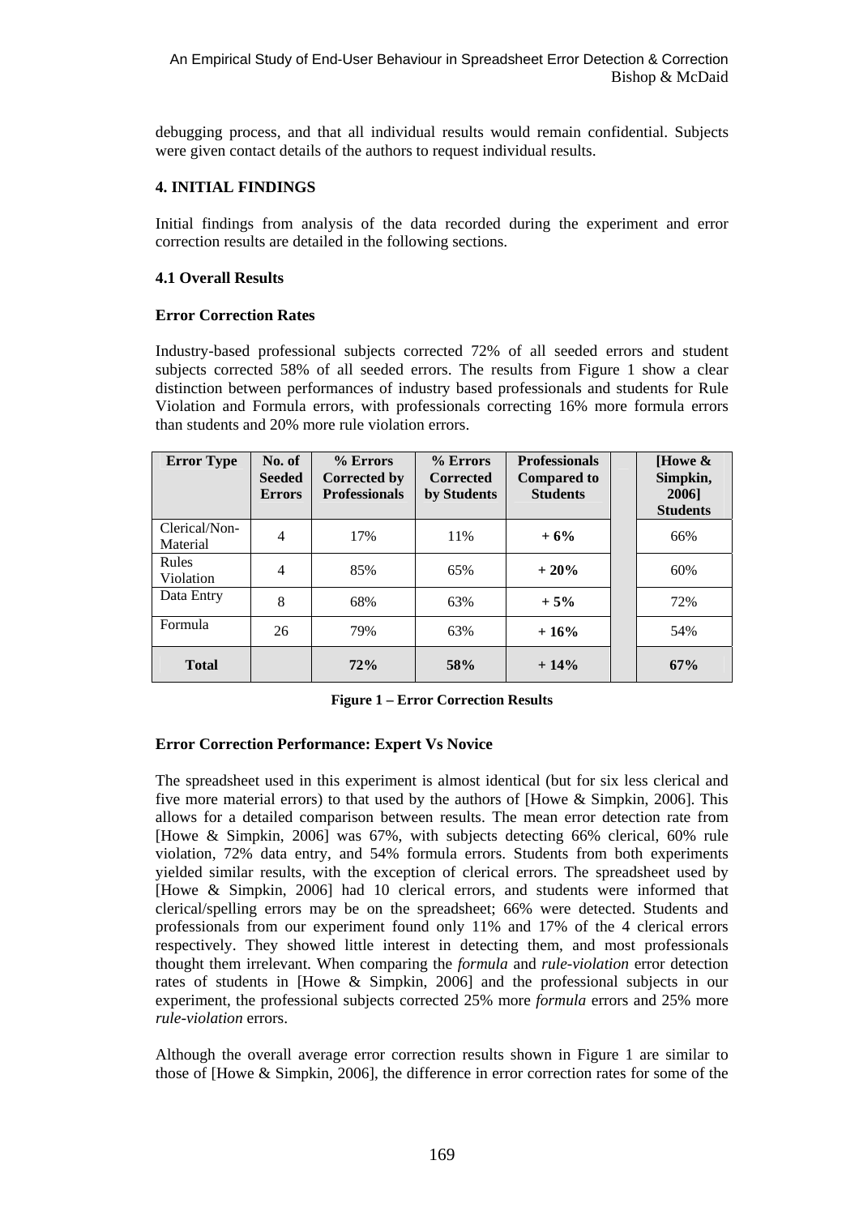debugging process, and that all individual results would remain confidential. Subjects were given contact details of the authors to request individual results.

## 4. INITIAL FINDINGS

Initial findings from analysis of the data recorded during the experiment and error correction results are detailed in the following sections.

### 4.1 Overall Results

**Error Correction Rates**

Industry-based professional subjects corrected 72% of all seeded errors and student subjects corrected 58% of all seeded errors. The results from Figure 1 show a clear distinction between performances of industry based professionals and students for Rule Violation and Formula errors, with professionals correcting 16% more formula errors than students and 20% more rule violation errors.

| Error Type | No. of Seeded Errors | % Errors Corrected by Professionals | % Errors Corrected by Students | Professionals Compared to Students | | [Howe & Simpkin, 2006] Students |
|---|---|---|---|---|---|---|
| Clerical/Non-Material | 4 | 17% | 11% | **+ 6%** | | 66% |
| Rules Violation | 4 | 85% | 65% | **+ 20%** | | 60% |
| Data Entry | 8 | 68% | 63% | **+ 5%** | | 72% |
| Formula | 26 | 79% | 63% | **+ 16%** | | 54% |
| **Total** | | **72%** | **58%** | **+ 14%** | | **67%** |

**Figure 1 – Error Correction Results**

**Error Correction Performance: Expert Vs Novice**

The spreadsheet used in this experiment is almost identical (but for six less clerical and five more material errors) to that used by the authors of [Howe & Simpkin, 2006]. This allows for a detailed comparison between results. The mean error detection rate from [Howe & Simpkin, 2006] was 67%, with subjects detecting 66% clerical, 60% rule violation, 72% data entry, and 54% formula errors. Students from both experiments yielded similar results, with the exception of clerical errors. The spreadsheet used by [Howe & Simpkin, 2006] had 10 clerical errors, and students were informed that clerical/spelling errors may be on the spreadsheet; 66% were detected. Students and professionals from our experiment found only 11% and 17% of the 4 clerical errors respectively. They showed little interest in detecting them, and most professionals thought them irrelevant. When comparing the *formula* and *rule-violation* error detection rates of students in [Howe & Simpkin, 2006] and the professional subjects in our experiment, the professional subjects corrected 25% more *formula* errors and 25% more *rule-violation* errors.

Although the overall average error correction results shown in Figure 1 are similar to those of [Howe & Simpkin, 2006], the difference in error correction rates for some of the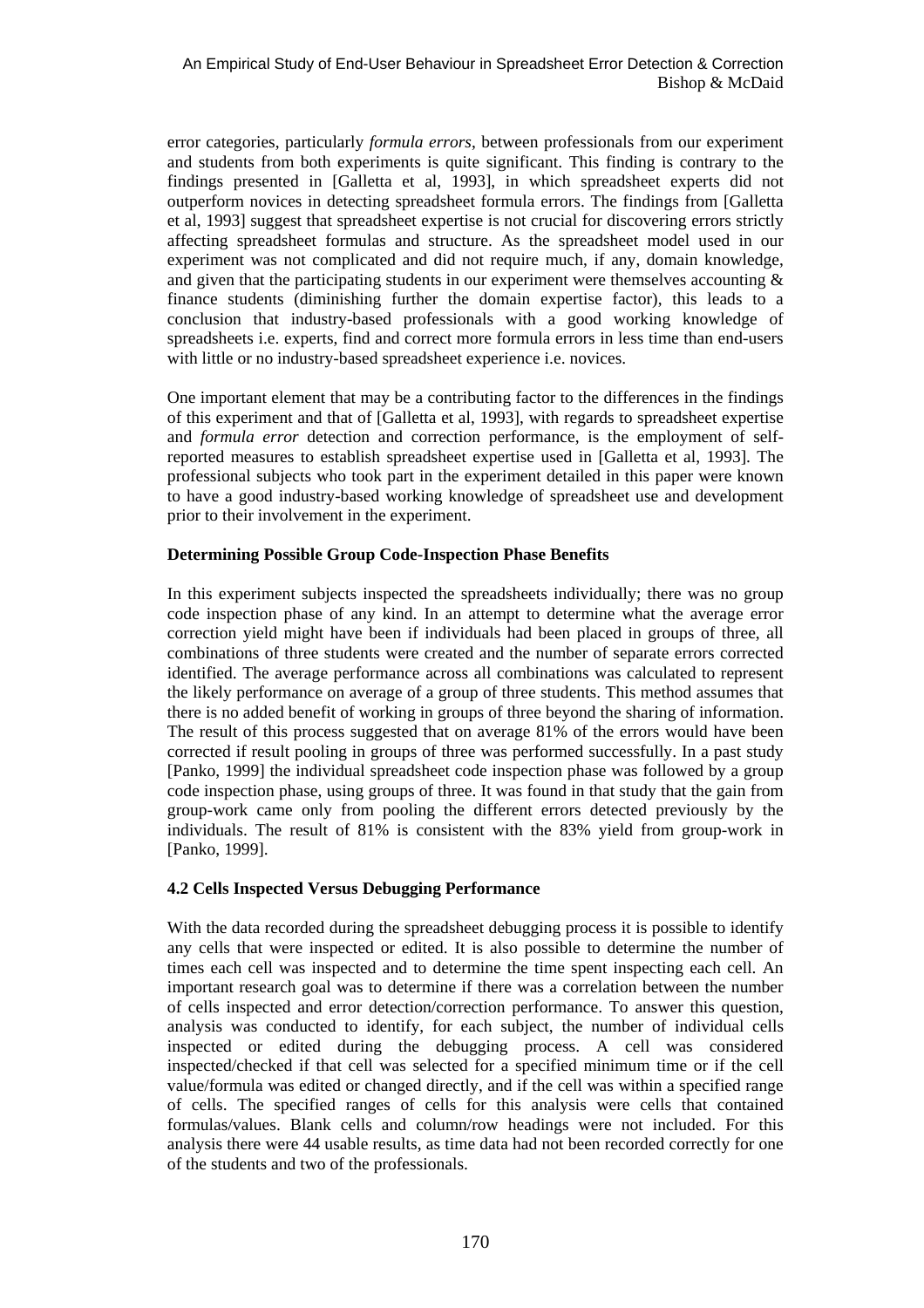error categories, particularly *formula errors*, between professionals from our experiment and students from both experiments is quite significant. This finding is contrary to the findings presented in [Galletta et al, 1993], in which spreadsheet experts did not outperform novices in detecting spreadsheet formula errors. The findings from [Galletta et al, 1993] suggest that spreadsheet expertise is not crucial for discovering errors strictly affecting spreadsheet formulas and structure. As the spreadsheet model used in our experiment was not complicated and did not require much, if any, domain knowledge, and given that the participating students in our experiment were themselves accounting & finance students (diminishing further the domain expertise factor), this leads to a conclusion that industry-based professionals with a good working knowledge of spreadsheets i.e. experts, find and correct more formula errors in less time than end-users with little or no industry-based spreadsheet experience i.e. novices.

One important element that may be a contributing factor to the differences in the findings of this experiment and that of [Galletta et al, 1993], with regards to spreadsheet expertise and *formula error* detection and correction performance, is the employment of self-reported measures to establish spreadsheet expertise used in [Galletta et al, 1993]. The professional subjects who took part in the experiment detailed in this paper were known to have a good industry-based working knowledge of spreadsheet use and development prior to their involvement in the experiment.

### Determining Possible Group Code-Inspection Phase Benefits

In this experiment subjects inspected the spreadsheets individually; there was no group code inspection phase of any kind. In an attempt to determine what the average error correction yield might have been if individuals had been placed in groups of three, all combinations of three students were created and the number of separate errors corrected identified. The average performance across all combinations was calculated to represent the likely performance on average of a group of three students. This method assumes that there is no added benefit of working in groups of three beyond the sharing of information. The result of this process suggested that on average 81% of the errors would have been corrected if result pooling in groups of three was performed successfully. In a past study [Panko, 1999] the individual spreadsheet code inspection phase was followed by a group code inspection phase, using groups of three. It was found in that study that the gain from group-work came only from pooling the different errors detected previously by the individuals. The result of 81% is consistent with the 83% yield from group-work in [Panko, 1999].

### 4.2 Cells Inspected Versus Debugging Performance

With the data recorded during the spreadsheet debugging process it is possible to identify any cells that were inspected or edited. It is also possible to determine the number of times each cell was inspected and to determine the time spent inspecting each cell. An important research goal was to determine if there was a correlation between the number of cells inspected and error detection/correction performance. To answer this question, analysis was conducted to identify, for each subject, the number of individual cells inspected or edited during the debugging process. A cell was considered inspected/checked if that cell was selected for a specified minimum time or if the cell value/formula was edited or changed directly, and if the cell was within a specified range of cells. The specified ranges of cells for this analysis were cells that contained formulas/values. Blank cells and column/row headings were not included. For this analysis there were 44 usable results, as time data had not been recorded correctly for one of the students and two of the professionals.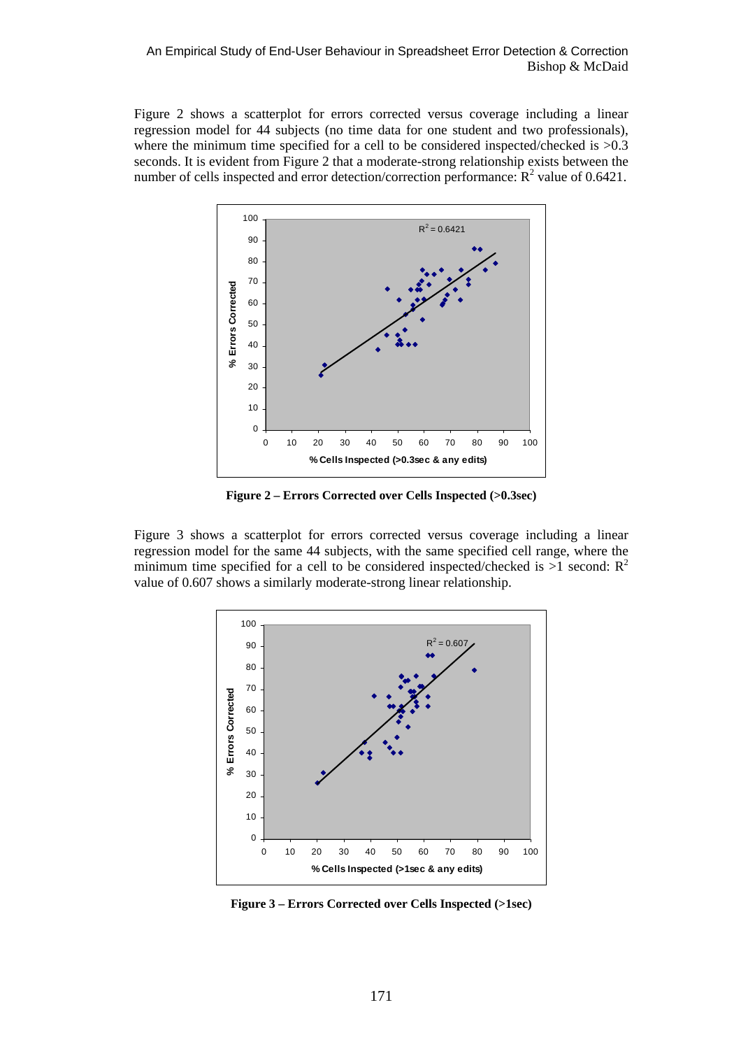Figure 2 shows a scatterplot for errors corrected versus coverage including a linear regression model for 44 subjects (no time data for one student and two professionals), where the minimum time specified for a cell to be considered inspected/checked is >0.3 seconds. It is evident from Figure 2 that a moderate-strong relationship exists between the number of cells inspected and error detection/correction performance: $R^2$ value of 0.6421.

**Figure 2 – Errors Corrected over Cells Inspected (>0.3sec)**

Figure 3 shows a scatterplot for errors corrected versus coverage including a linear regression model for the same 44 subjects, with the same specified cell range, where the minimum time specified for a cell to be considered inspected/checked is >1 second: $R^2$ value of 0.607 shows a similarly moderate-strong linear relationship.

**Figure 3 – Errors Corrected over Cells Inspected (>1sec)**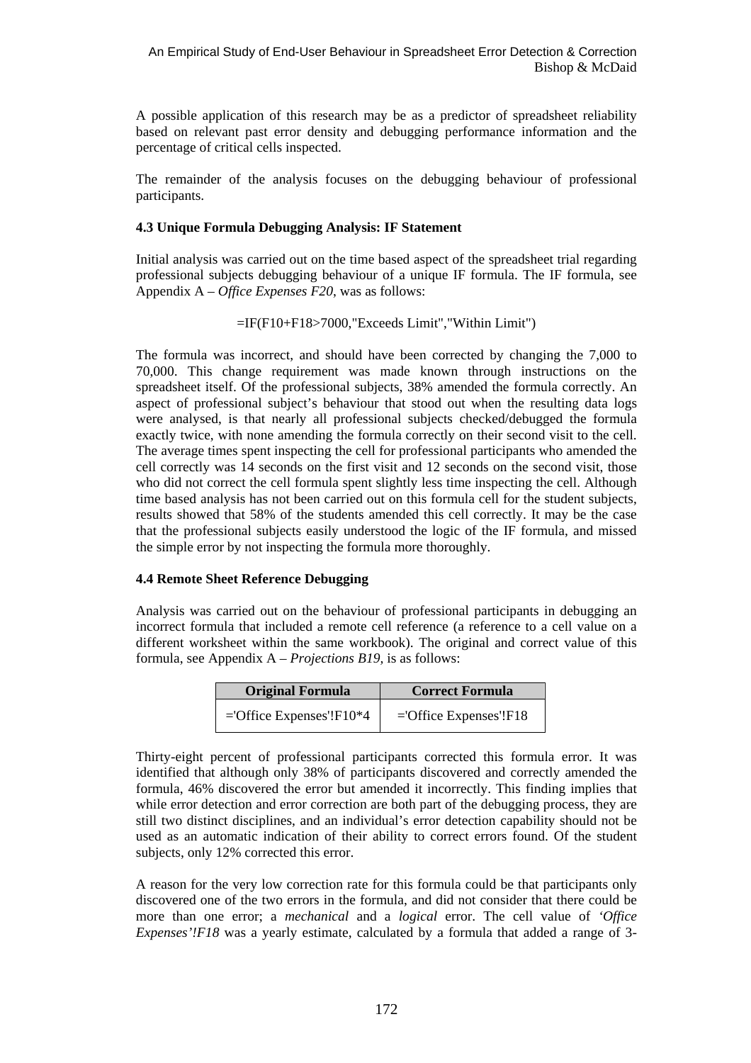A possible application of this research may be as a predictor of spreadsheet reliability based on relevant past error density and debugging performance information and the percentage of critical cells inspected.

The remainder of the analysis focuses on the debugging behaviour of professional participants.

### 4.3 Unique Formula Debugging Analysis: IF Statement

Initial analysis was carried out on the time based aspect of the spreadsheet trial regarding professional subjects debugging behaviour of a unique IF formula. The IF formula, see Appendix A – *Office Expenses F20*, was as follows:

=IF(F10+F18>7000,"Exceeds Limit","Within Limit")

The formula was incorrect, and should have been corrected by changing the 7,000 to 70,000. This change requirement was made known through instructions on the spreadsheet itself. Of the professional subjects, 38% amended the formula correctly. An aspect of professional subject's behaviour that stood out when the resulting data logs were analysed, is that nearly all professional subjects checked/debugged the formula exactly twice, with none amending the formula correctly on their second visit to the cell. The average times spent inspecting the cell for professional participants who amended the cell correctly was 14 seconds on the first visit and 12 seconds on the second visit, those who did not correct the cell formula spent slightly less time inspecting the cell. Although time based analysis has not been carried out on this formula cell for the student subjects, results showed that 58% of the students amended this cell correctly. It may be the case that the professional subjects easily understood the logic of the IF formula, and missed the simple error by not inspecting the formula more thoroughly.

### 4.4 Remote Sheet Reference Debugging

Analysis was carried out on the behaviour of professional participants in debugging an incorrect formula that included a remote cell reference (a reference to a cell value on a different worksheet within the same workbook). The original and correct value of this formula, see Appendix A – *Projections B19*, is as follows:

| Original Formula | Correct Formula |
|---|---|
| ='Office Expenses'!F10*4 | ='Office Expenses'!F18 |

Thirty-eight percent of professional participants corrected this formula error. It was identified that although only 38% of participants discovered and correctly amended the formula, 46% discovered the error but amended it incorrectly. This finding implies that while error detection and error correction are both part of the debugging process, they are still two distinct disciplines, and an individual's error detection capability should not be used as an automatic indication of their ability to correct errors found. Of the student subjects, only 12% corrected this error.

A reason for the very low correction rate for this formula could be that participants only discovered one of the two errors in the formula, and did not consider that there could be more than one error; a *mechanical* and a *logical* error. The cell value of *'Office Expenses'!F18* was a yearly estimate, calculated by a formula that added a range of 3-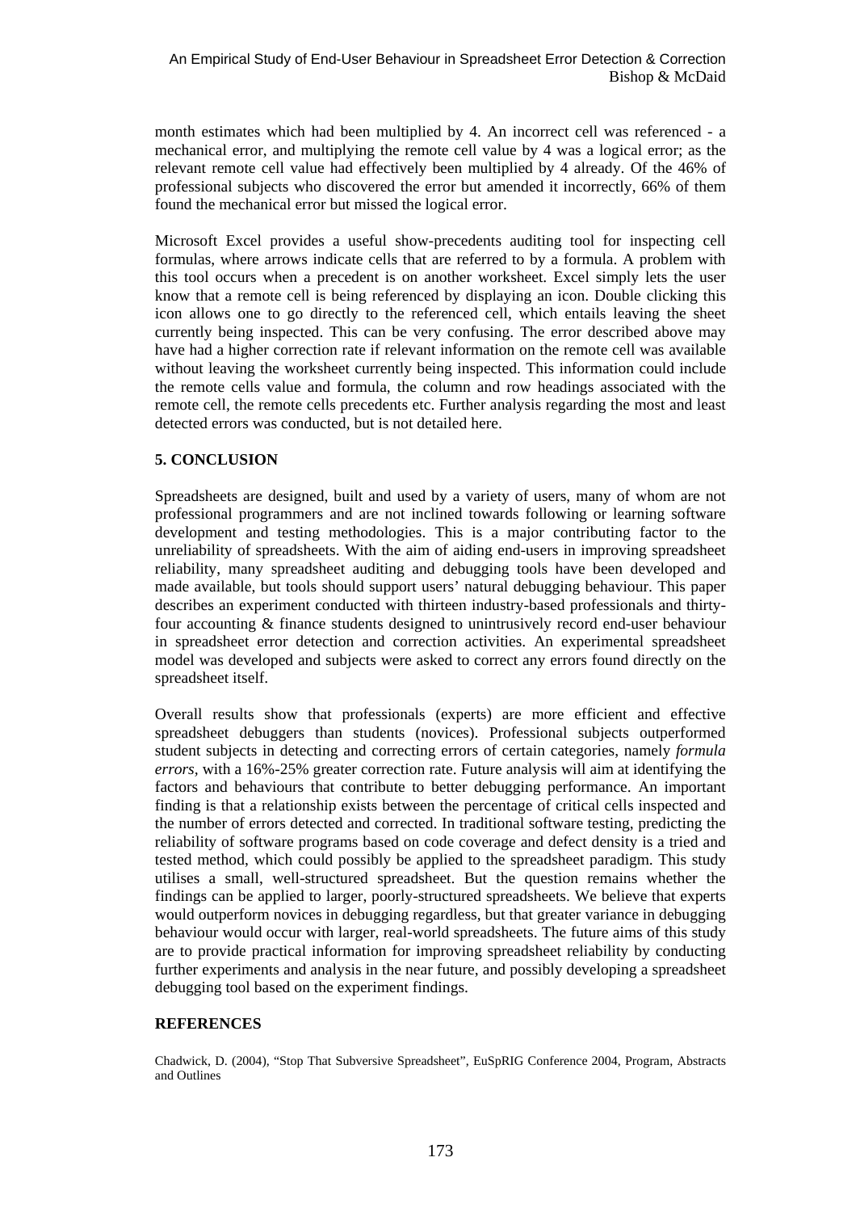month estimates which had been multiplied by 4. An incorrect cell was referenced - a mechanical error, and multiplying the remote cell value by 4 was a logical error; as the relevant remote cell value had effectively been multiplied by 4 already. Of the 46% of professional subjects who discovered the error but amended it incorrectly, 66% of them found the mechanical error but missed the logical error.

Microsoft Excel provides a useful show-precedents auditing tool for inspecting cell formulas, where arrows indicate cells that are referred to by a formula. A problem with this tool occurs when a precedent is on another worksheet. Excel simply lets the user know that a remote cell is being referenced by displaying an icon. Double clicking this icon allows one to go directly to the referenced cell, which entails leaving the sheet currently being inspected. This can be very confusing. The error described above may have had a higher correction rate if relevant information on the remote cell was available without leaving the worksheet currently being inspected. This information could include the remote cells value and formula, the column and row headings associated with the remote cell, the remote cells precedents etc. Further analysis regarding the most and least detected errors was conducted, but is not detailed here.

## 5. CONCLUSION

Spreadsheets are designed, built and used by a variety of users, many of whom are not professional programmers and are not inclined towards following or learning software development and testing methodologies. This is a major contributing factor to the unreliability of spreadsheets. With the aim of aiding end-users in improving spreadsheet reliability, many spreadsheet auditing and debugging tools have been developed and made available, but tools should support users' natural debugging behaviour. This paper describes an experiment conducted with thirteen industry-based professionals and thirty-four accounting & finance students designed to unintrusively record end-user behaviour in spreadsheet error detection and correction activities. An experimental spreadsheet model was developed and subjects were asked to correct any errors found directly on the spreadsheet itself.

Overall results show that professionals (experts) are more efficient and effective spreadsheet debuggers than students (novices). Professional subjects outperformed student subjects in detecting and correcting errors of certain categories, namely *formula errors*, with a 16%-25% greater correction rate. Future analysis will aim at identifying the factors and behaviours that contribute to better debugging performance. An important finding is that a relationship exists between the percentage of critical cells inspected and the number of errors detected and corrected. In traditional software testing, predicting the reliability of software programs based on code coverage and defect density is a tried and tested method, which could possibly be applied to the spreadsheet paradigm. This study utilises a small, well-structured spreadsheet. But the question remains whether the findings can be applied to larger, poorly-structured spreadsheets. We believe that experts would outperform novices in debugging regardless, but that greater variance in debugging behaviour would occur with larger, real-world spreadsheets. The future aims of this study are to provide practical information for improving spreadsheet reliability by conducting further experiments and analysis in the near future, and possibly developing a spreadsheet debugging tool based on the experiment findings.

## REFERENCES

Chadwick, D. (2004), "Stop That Subversive Spreadsheet", EuSpRIG Conference 2004, Program, Abstracts and Outlines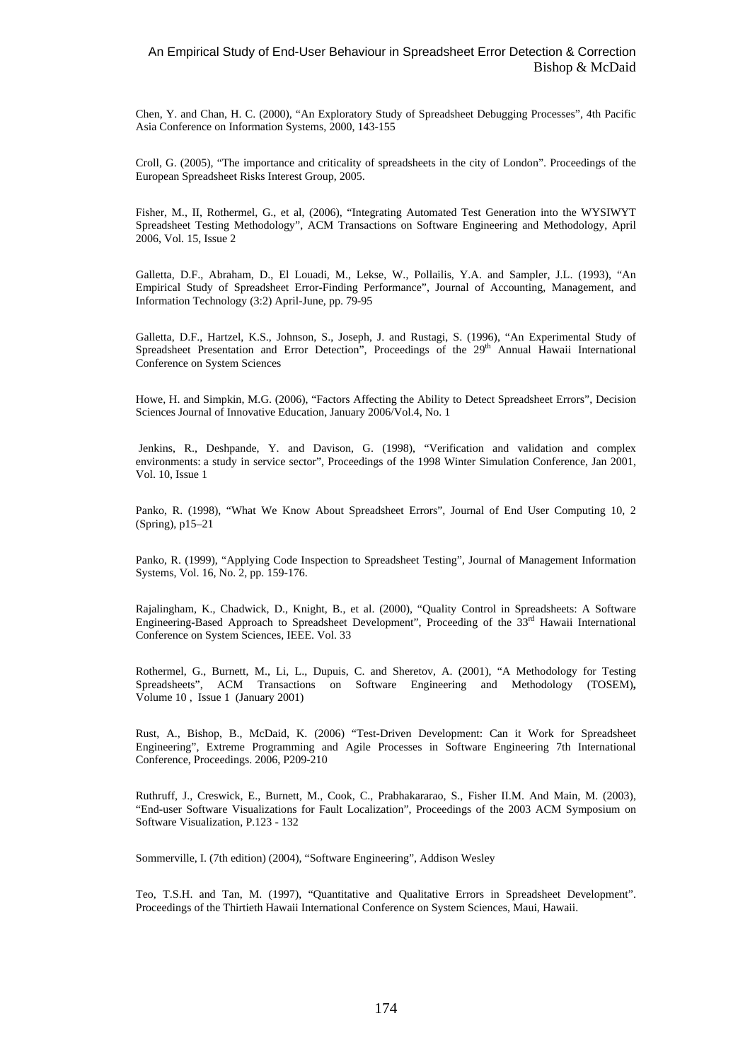Chen, Y. and Chan, H. C. (2000), "An Exploratory Study of Spreadsheet Debugging Processes", 4th Pacific Asia Conference on Information Systems, 2000, 143-155

Croll, G. (2005), "The importance and criticality of spreadsheets in the city of London". Proceedings of the European Spreadsheet Risks Interest Group, 2005.

Fisher, M., II, Rothermel, G., et al, (2006), "Integrating Automated Test Generation into the WYSIWYT Spreadsheet Testing Methodology", ACM Transactions on Software Engineering and Methodology, April 2006, Vol. 15, Issue 2

Galletta, D.F., Abraham, D., El Louadi, M., Lekse, W., Pollailis, Y.A. and Sampler, J.L. (1993), "An Empirical Study of Spreadsheet Error-Finding Performance", Journal of Accounting, Management, and Information Technology (3:2) April-June, pp. 79-95

Galletta, D.F., Hartzel, K.S., Johnson, S., Joseph, J. and Rustagi, S. (1996), "An Experimental Study of Spreadsheet Presentation and Error Detection", Proceedings of the 29th Annual Hawaii International Conference on System Sciences

Howe, H. and Simpkin, M.G. (2006), "Factors Affecting the Ability to Detect Spreadsheet Errors", Decision Sciences Journal of Innovative Education, January 2006/Vol.4, No. 1

Jenkins, R., Deshpande, Y. and Davison, G. (1998), "Verification and validation and complex environments: a study in service sector", Proceedings of the 1998 Winter Simulation Conference, Jan 2001, Vol. 10, Issue 1

Panko, R. (1998), "What We Know About Spreadsheet Errors", Journal of End User Computing 10, 2 (Spring), p15–21

Panko, R. (1999), "Applying Code Inspection to Spreadsheet Testing", Journal of Management Information Systems, Vol. 16, No. 2, pp. 159-176.

Rajalingham, K., Chadwick, D., Knight, B., et al. (2000), "Quality Control in Spreadsheets: A Software Engineering-Based Approach to Spreadsheet Development", Proceeding of the 33rd Hawaii International Conference on System Sciences, IEEE. Vol. 33

Rothermel, G., Burnett, M., Li, L., Dupuis, C. and Sheretov, A. (2001), "A Methodology for Testing Spreadsheets", ACM Transactions on Software Engineering and Methodology (TOSEM)**,** Volume 10 , Issue 1 (January 2001)

Rust, A., Bishop, B., McDaid, K. (2006) "Test-Driven Development: Can it Work for Spreadsheet Engineering", Extreme Programming and Agile Processes in Software Engineering 7th International Conference, Proceedings. 2006, P209-210

Ruthruff, J., Creswick, E., Burnett, M., Cook, C., Prabhakararao, S., Fisher II.M. And Main, M. (2003), "End-user Software Visualizations for Fault Localization", Proceedings of the 2003 ACM Symposium on Software Visualization, P.123 - 132

Sommerville, I. (7th edition) (2004), "Software Engineering", Addison Wesley

Teo, T.S.H. and Tan, M. (1997), "Quantitative and Qualitative Errors in Spreadsheet Development". Proceedings of the Thirtieth Hawaii International Conference on System Sciences, Maui, Hawaii.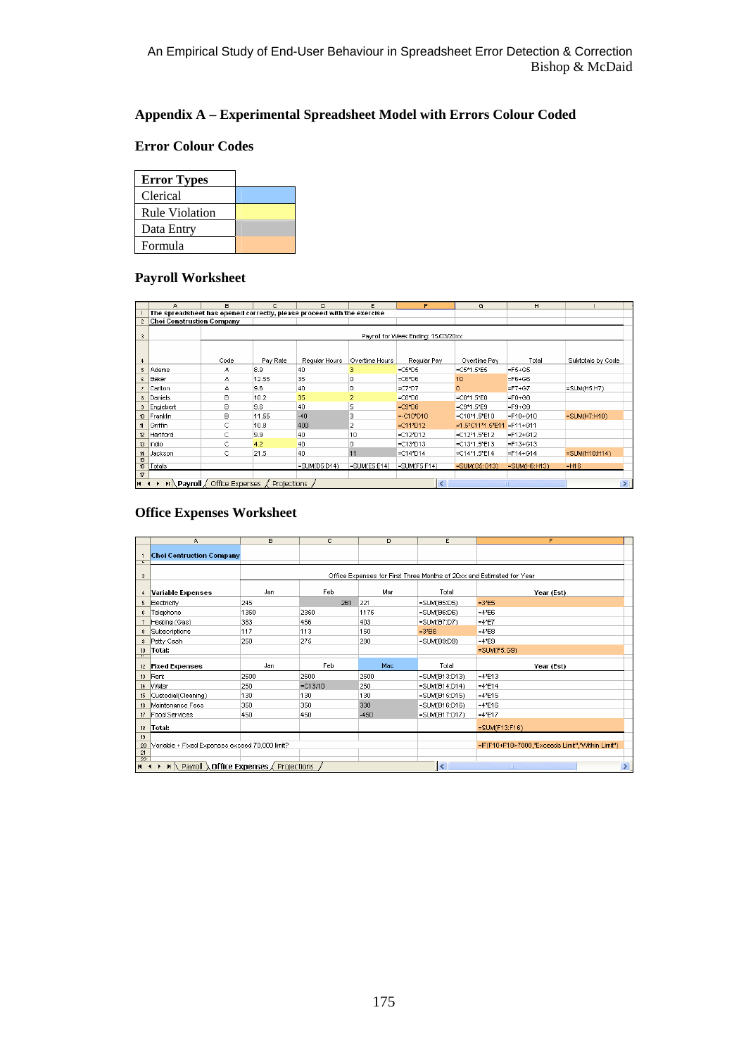## Appendix A – Experimental Spreadsheet Model with Errors Colour Coded

### Error Colour Codes

| Error Types | |
|---|---|
| Clerical | (blue) |
| Rule Violation | (yellow) |
| Data Entry | (grey) |
| Formula | (orange) |

### Payroll Worksheet

| | A | B | C | D | E | F | G | H | I |
|---|---|---|---|---|---|---|---|---|---|
| 1 | The spreadsheet has opened correctly, please proceed with the exercise | | | | | | | | |
| 2 | Choi Construction Company | | | | | | | | |
| 3 | | Payroll for Week Ending: 15/03/20xx | | | | | | | |
| 4 | | Code | Pay Rate | Regular Hours | Overtime Hours | Regular Pay | Overtime Pay | Total | Subtotals by Code |
| 5 | Adams | A | 8.9 | 40 | 3 | =C5*D5 | =C5*1.5*E5 | =F5+G5 | |
| 6 | Baker | A | 12.55 | 35 | 0 | =C6*D6 | 10 | =F6+G6 | |
| 7 | Carlton | A | 9.6 | 40 | 0 | =C7*D7 | 0 | =F7+G7 | =SUM(H5:H7) |
| 8 | Daniels | B | 10.2 | 35 | 2 | =C8*D8 | =C8*1.5*E8 | =F8+G8 | |
| 9 | Englebert | B | 9.6 | 40 | 5 | =C9*D8 | =C9*1.5*E9 | =F9+G9 | |
| 10 | Franklin | B | 11.55 | -40 | 3 | =-C10*D10 | =C10*1.5*E10 | =F10+G10 | =SUM(H7:H10) |
| 11 | Griffin | C | 10.8 | 400 | 2 | =C11*D12 | =1.5*C11*1.5*E11 | =F11+G11 | |
| 12 | Hartford | C | 9.9 | 40 | 10 | =C12*D12 | =C12*1.5*E12 | =F12+G12 | |
| 13 | Indio | C | 4.2 | 40 | 0 | =C13*D13 | =C13*1.5*E13 | =F13+G13 | |
| 14 | Jackson | C | 21.5 | 40 | 11 | =C14*D14 | =C14*1.5*E14 | =F14+G14 | =SUM(H10:H14) |
| 15 | | | | | | | | | |
| 16 | Totals | | | =SUM(D5:D14) | =SUM(E5:E14) | =SUM(F5:F14) | =SUM(G5:G13) | =SUM(H6:H13) | =H16 |
| 17 | | | | | | | | | |

Payroll / Office Expenses / Projections

### Office Expenses Worksheet

| | A | B | C | D | E | F |
|---|---|---|---|---|---|---|
| 1 | Choi Contruction Company | | | | | |
| 3 | | Office Expenses for First Three Months of 20xx and Estimated for Year | | | | |
| 4 | Variable Expenses | Jan | Feb | Mar | Total | Year (Est) |
| 5 | Electricity | 245 | 261 | 221 | =SUM(B5:D5) | =3*E5 |
| 6 | Telephone | 1350 | 2350 | 1175 | =SUM(B6:D6) | =4*E6 |
| 7 | Heating (Gas) | 383 | 456 | 403 | =SUM(B7:D7) | =4*E7 |
| 8 | Subscriptions | 117 | 113 | 150 | =3*B8 | =4*E8 |
| 9 | Petty Cash | 250 | 275 | 290 | =SUM(B9:D9) | =4*E9 |
| 10 | Total: | | | | | =SUM(F5:G9) |
| 12 | Fixed Expenses | Jan | Feb | Mar | Total | Year (Est) |
| 13 | Rent | 2500 | 2500 | 2500 | =SUM(B13:D13) | =4*E13 |
| 14 | Water | 250 | =C13/10 | 250 | =SUM(B14:D14) | =4*E14 |
| 15 | Custodial(Cleaning) | 130 | 130 | 130 | =SUM(B15:D15) | =4*E15 |
| 16 | Maintenance Fees | 350 | 350 | 330 | =SUM(B16:D16) | =4*E16 |
| 17 | Food Services | 450 | 450 | -450 | =SUM(B17:D17) | =4*E17 |
| 18 | Total: | | | | | =SUM(F13:F16) |
| 19 | | | | | | |
| 20 | Variable + Fixed Expenses exceed 70,000 limit? | | | | | =IF(F10+F18>7000,"Exceeds Limit","Within Limit") |

Payroll / Office Expenses / Projections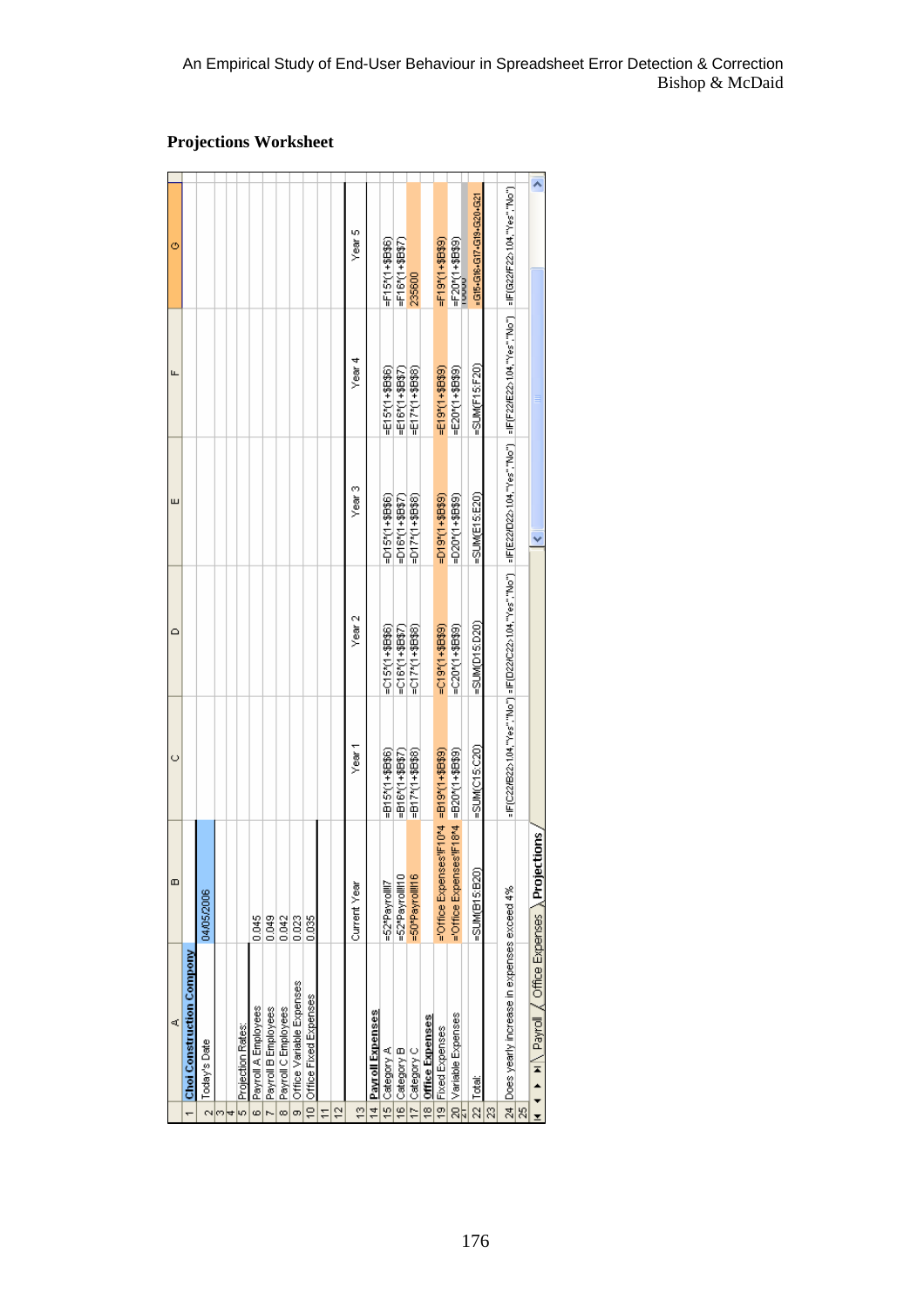## Projections Worksheet

| | A | B | C | D | E | F | G |
|---|---|---|---|---|---|---|---|
| 1 | Choi Construction Company | | | | | | |
| 2 | Today's Date | 04/05/2006 | | | | | |
| 3 | | | | | | | |
| 4 | | | | | | | |
| 5 | Projection Rates: | | | | | | |
| 6 | Payroll A Employees | 0.045 | | | | | |
| 7 | Payroll B Employees | 0.049 | | | | | |
| 8 | Payroll C Employees | 0.042 | | | | | |
| 9 | Office Variable Expenses | 0.023 | | | | | |
| 10 | Office Fixed Expenses | 0.035 | | | | | |
| 11 | | | | | | | |
| 12 | | | | | | | |
| 13 | | Current Year | Year 1 | Year 2 | Year 3 | Year 4 | Year 5 |
| 14 | Payroll Expenses | | | | | | |
| 15 | Category A | =52*Payroll!I7 | =B15*(1+$B$6) | =C15*(1+$B$6) | =D15*(1+$B$6) | =E15*(1+$B$6) | =F15*(1+$B$6) |
| 16 | Category B | =52*Payroll!I10 | =B16*(1+$B$7) | =C16*(1+$B$7) | =D16*(1+$B$7) | =E16*(1+$B$7) | =F16*(1+$B$7) |
| 17 | Category C | =50*Payroll!I16 | =B17*(1+$B$8) | =C17*(1+$B$8) | =D17*(1+$B$8) | =E17*(1+$B$8) | 235600 |
| 18 | Office Expenses | | | | | | |
| 19 | Fixed Expenses | ='Office Expenses'!F10*4 | =B19*(1+$B$9) | =C19*(1+$B$9) | =D19*(1+$B$9) | =E19*(1+$B$9) | =F19*(1+$B$9) |
| 20 | Variable Expenses | ='Office Expenses'!F18*4 | =B20*(1+$B$9) | =C20*(1+$B$9) | =D20*(1+$B$9) | =E20*(1+$B$9) | =F20*(1+$B$9) |
| 21 | | | | | | | |
| 22 | Total: | =SUM(B15:B20) | =SUM(C15:C20) | =SUM(D15:D20) | =SUM(E15:E20) | =SUM(F15:F20) | =G15+G16+G17+G19+G20+G21 |
| 23 | | | | | | | |
| 24 | Does yearly increase in expenses exceed 4% | | =IF(C22/B22>104,"Yes","No") | =IF(D22/C22>104,"Yes","No") | =IF(E22/D22>104,"Yes","No") | =IF(F22/E22>104,"Yes","No") | =IF(G22/F22>104,"Yes","No") |
| 25 | | | | | | | |

Payroll / Office Expenses / Projections